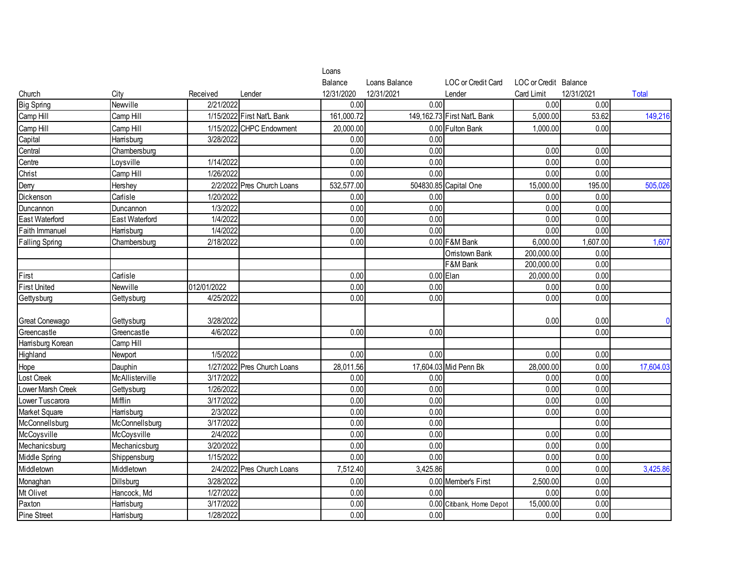| Church | City | Received | Lender | Loans Balance 12/31/2020 | Loans Balance 12/31/2021 | LOC or Credit Card Lender | LOC or Credit Card Limit | Balance 12/31/2021 | Total |
|---|---|---|---|---|---|---|---|---|---|
| Big Spring | Newville | 2/21/2022 | | 0.00 | 0.00 | | 0.00 | 0.00 | |
| Camp Hill | Camp Hill | 1/15/2022 | First Nat'L Bank | 161,000.72 | 149,162.73 | First Nat'L Bank | 5,000.00 | 53.62 | 149,216 |
| Camp Hill | Camp Hill | 1/15/2022 | CHPC Endowment | 20,000.00 | 0.00 | Fulton Bank | 1,000.00 | 0.00 | |
| Capital | Harrisburg | 3/28/2022 | | 0.00 | 0.00 | | | | |
| Central | Chambersburg | | | 0.00 | 0.00 | | 0.00 | 0.00 | |
| Centre | Loysville | 1/14/2022 | | 0.00 | 0.00 | | 0.00 | 0.00 | |
| Christ | Camp Hill | 1/26/2022 | | 0.00 | 0.00 | | 0.00 | 0.00 | |
| Derry | Hershey | 2/2/2022 | Pres Church Loans | 532,577.00 | 504830.85 | Capital One | 15,000.00 | 195.00 | 505,026 |
| Dickenson | Carlisle | 1/20/2022 | | 0.00 | 0.00 | | 0.00 | 0.00 | |
| Duncannon | Duncannon | 1/3/2022 | | 0.00 | 0.00 | | 0.00 | 0.00 | |
| East Waterford | East Waterford | 1/4/2022 | | 0.00 | 0.00 | | 0.00 | 0.00 | |
| Faith Immanuel | Harrisburg | 1/4/2022 | | 0.00 | 0.00 | | 0.00 | 0.00 | |
| Falling Spring | Chambersburg | 2/18/2022 | | 0.00 | 0.00 | F&M Bank | 6,000.00 | 1,607.00 | 1,607 |
| | | | | | | Orrstown Bank | 200,000.00 | 0.00 | |
| | | | | | | F&M Bank | 200,000.00 | 0.00 | |
| First | Carlisle | | | 0.00 | 0.00 | Elan | 20,000.00 | 0.00 | |
| First United | Newville | 012/01/2022 | | 0.00 | 0.00 | | 0.00 | 0.00 | |
| Gettysburg | Gettysburg | 4/25/2022 | | 0.00 | 0.00 | | 0.00 | 0.00 | |
| Great Conewago | Gettysburg | 3/28/2022 | | | | | 0.00 | 0.00 | 0 |
| Greencastle | Greencastle | 4/6/2022 | | 0.00 | 0.00 | | | 0.00 | |
| Harrisburg Korean | Camp Hill | | | | | | | | |
| Highland | Newport | 1/5/2022 | | 0.00 | 0.00 | | 0.00 | 0.00 | |
| Hope | Dauphin | 1/27/2022 | Pres Church Loans | 28,011.56 | 17,604.03 | Mid Penn Bk | 28,000.00 | 0.00 | 17,604.03 |
| Lost Creek | McAllisterville | 3/17/2022 | | 0.00 | 0.00 | | 0.00 | 0.00 | |
| Lower Marsh Creek | Gettysburg | 1/26/2022 | | 0.00 | 0.00 | | 0.00 | 0.00 | |
| Lower Tuscarora | Mifflin | 3/17/2022 | | 0.00 | 0.00 | | 0.00 | 0.00 | |
| Market Square | Harrisburg | 2/3/2022 | | 0.00 | 0.00 | | 0.00 | 0.00 | |
| McConnellsburg | McConnellsburg | 3/17/2022 | | 0.00 | 0.00 | | | 0.00 | |
| McCoysville | McCoysville | 2/4/2022 | | 0.00 | 0.00 | | 0.00 | 0.00 | |
| Mechanicsburg | Mechanicsburg | 3/20/2022 | | 0.00 | 0.00 | | 0.00 | 0.00 | |
| Middle Spring | Shippensburg | 1/15/2022 | | 0.00 | 0.00 | | 0.00 | 0.00 | |
| Middletown | Middletown | 2/4/2022 | Pres Church Loans | 7,512.40 | 3,425.86 | | 0.00 | 0.00 | 3,425.86 |
| Monaghan | Dillsburg | 3/28/2022 | | 0.00 | 0.00 | Member's First | 2,500.00 | 0.00 | |
| Mt Olivet | Hancock, Md | 1/27/2022 | | 0.00 | 0.00 | | 0.00 | 0.00 | |
| Paxton | Harrisburg | 3/17/2022 | | 0.00 | 0.00 | Citibank, Home Depot | 15,000.00 | 0.00 | |
| Pine Street | Harrisburg | 1/28/2022 | | 0.00 | 0.00 | | 0.00 | 0.00 | |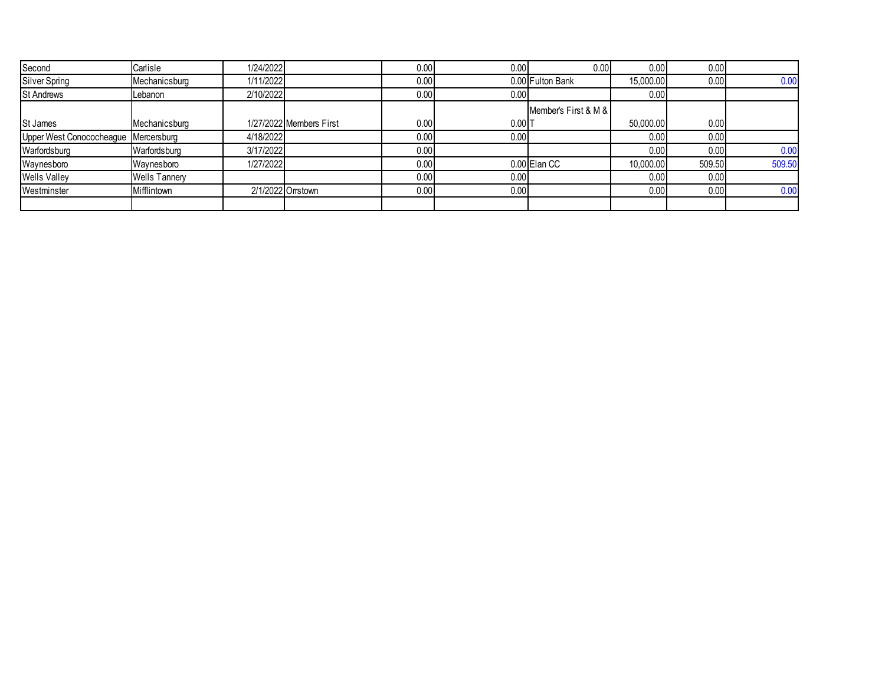| | | | | | | | | | |
|---|---|---|---|---|---|---|---|---|---|
| Second | Carlisle | 1/24/2022 | | 0.00 | 0.00 | 0.00 | 0.00 | 0.00 | |
| Silver Spring | Mechanicsburg | 1/11/2022 | | 0.00 | 0.00 | Fulton Bank | 15,000.00 | 0.00 | 0.00 |
| St Andrews | Lebanon | 2/10/2022 | | 0.00 | 0.00 | | 0.00 | | |
| St James | Mechanicsburg | 1/27/2022 | Members First | 0.00 | 0.00 | Member's First & M & T | 50,000.00 | 0.00 | |
| Upper West Conococheague | Mercersburg | 4/18/2022 | | 0.00 | 0.00 | | 0.00 | 0.00 | |
| Warfordsburg | Warfordsburg | 3/17/2022 | | 0.00 | | | 0.00 | 0.00 | 0.00 |
| Waynesboro | Waynesboro | 1/27/2022 | | 0.00 | 0.00 | Elan CC | 10,000.00 | 509.50 | 509.50 |
| Wells Valley | Wells Tannery | | | 0.00 | 0.00 | | 0.00 | 0.00 | |
| Westminster | Mifflintown | 2/1/2022 | Orrstown | 0.00 | 0.00 | | 0.00 | 0.00 | 0.00 |
| | | | | | | | | | |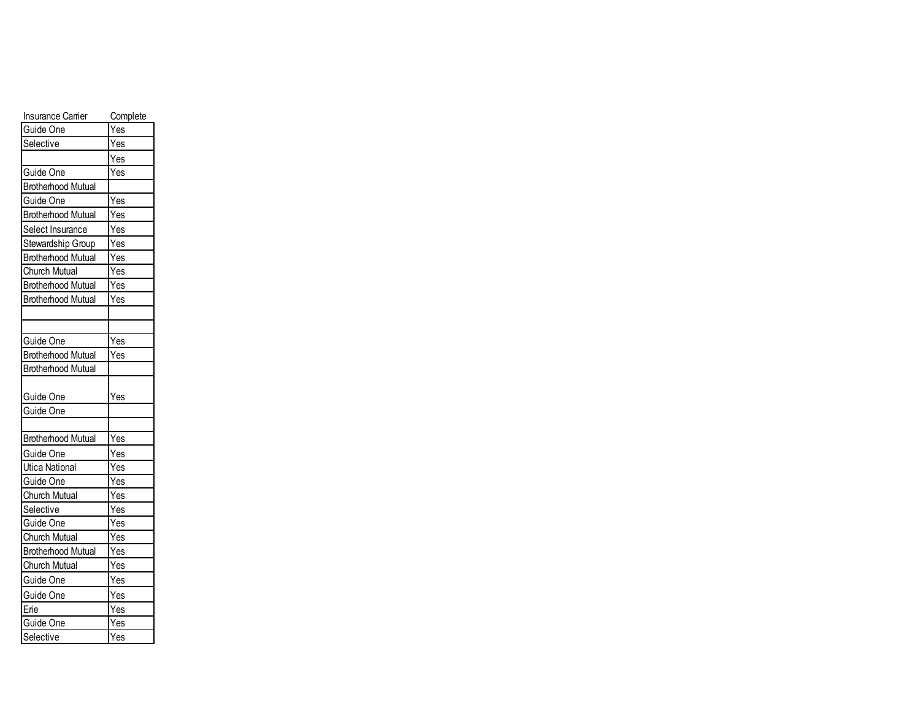| Insurance Carrier | Complete |
|---|---|
| Guide One | Yes |
| Selective | Yes |
| | Yes |
| Guide One | Yes |
| Brotherhood Mutual | |
| Guide One | Yes |
| Brotherhood Mutual | Yes |
| Select Insurance | Yes |
| Stewardship Group | Yes |
| Brotherhood Mutual | Yes |
| Church Mutual | Yes |
| Brotherhood Mutual | Yes |
| Brotherhood Mutual | Yes |
| | |
| | |
| Guide One | Yes |
| Brotherhood Mutual | Yes |
| Brotherhood Mutual | |
| Guide One | Yes |
| Guide One | |
| | |
| Brotherhood Mutual | Yes |
| Guide One | Yes |
| Utica National | Yes |
| Guide One | Yes |
| Church Mutual | Yes |
| Selective | Yes |
| Guide One | Yes |
| Church Mutual | Yes |
| Brotherhood Mutual | Yes |
| Church Mutual | Yes |
| Guide One | Yes |
| Guide One | Yes |
| Erie | Yes |
| Guide One | Yes |
| Selective | Yes |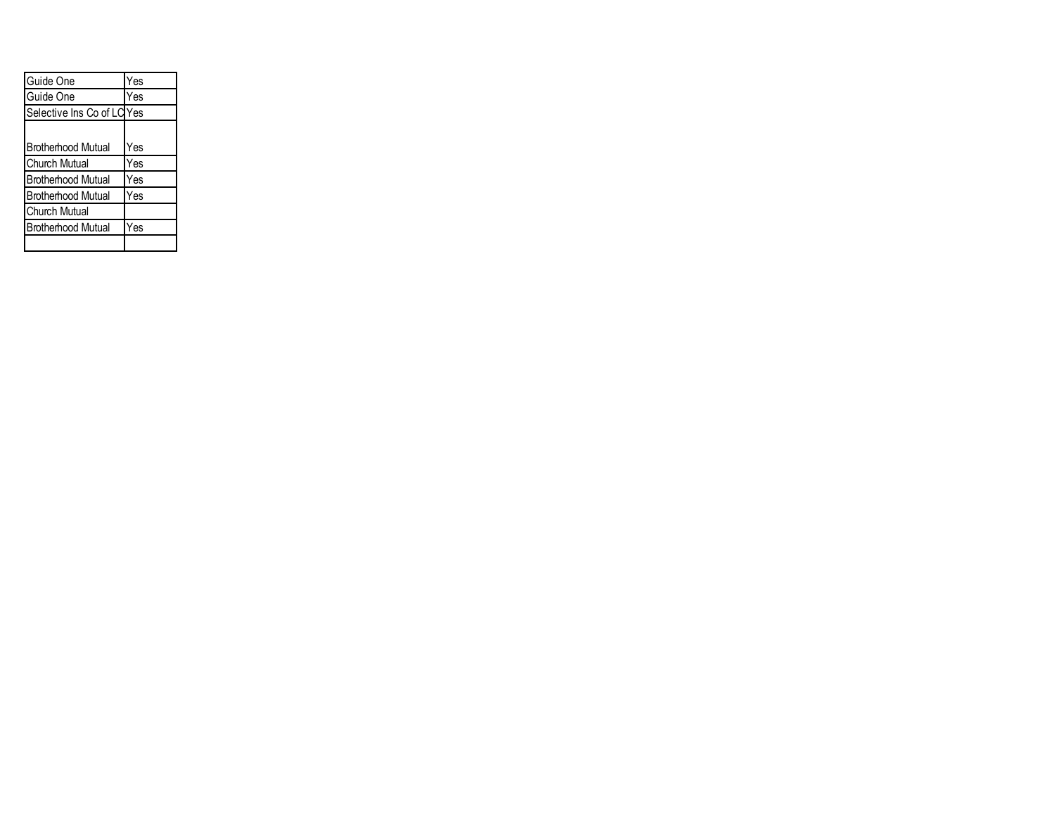| | |
|---|---|
| Guide One | Yes |
| Guide One | Yes |
| Selective Ins Co of LC | Yes |
| Brotherhood Mutual | Yes |
| Church Mutual | Yes |
| Brotherhood Mutual | Yes |
| Brotherhood Mutual | Yes |
| Church Mutual | |
| Brotherhood Mutual | Yes |
| | |